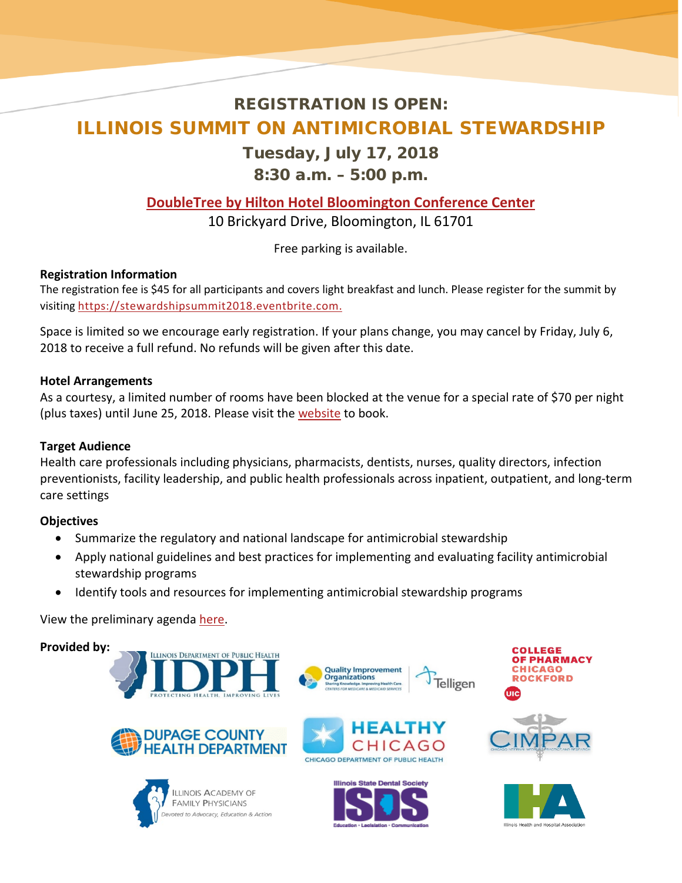## REGISTRATION IS OPEN:

# ILLINOIS SUMMIT ON ANTIMICROBIAL STEWARDSHIP

### Tuesday, July 17, 2018

### 8:30 a.m. – 5:00 p.m.

**DoubleTree by Hilton Hotel Bloomington Conference Center**

10 Brickyard Drive, Bloomington, IL 61701

Free parking is available.

**Registration Information**

The registration fee is $45 for all participants and covers light breakfast and lunch. Please register for the summit by visiting https://stewardshipsummit2018.eventbrite.com.

Space is limited so we encourage early registration. If your plans change, you may cancel by Friday, July 6, 2018 to receive a full refund. No refunds will be given after this date.

**Hotel Arrangements**

As a courtesy, a limited number of rooms have been blocked at the venue for a special rate of $70 per night (plus taxes) until June 25, 2018. Please visit the website to book.

**Target Audience**

Health care professionals including physicians, pharmacists, dentists, nurses, quality directors, infection preventionists, facility leadership, and public health professionals across inpatient, outpatient, and long-term care settings

**Objectives**

- Summarize the regulatory and national landscape for antimicrobial stewardship
- Apply national guidelines and best practices for implementing and evaluating facility antimicrobial stewardship programs
- Identify tools and resources for implementing antimicrobial stewardship programs

View the preliminary agenda here.

**Provided by:**

Illinois Department of Public Health (IDPH) – Protecting Health, Improving Lives

Quality Improvement Organizations – Sharing Knowledge. Improving Health Care. Centers for Medicare & Medicaid Services | Telligen

College of Pharmacy Chicago Rockford – UIC

DuPage County Health Department

Healthy Chicago – Chicago Department of Public Health

CIMPAR

Illinois Academy of Family Physicians – Devoted to Advocacy, Education & Action

Illinois State Dental Society (ISDS) – Education • Legislation • Communication

IHA – Illinois Health and Hospital Association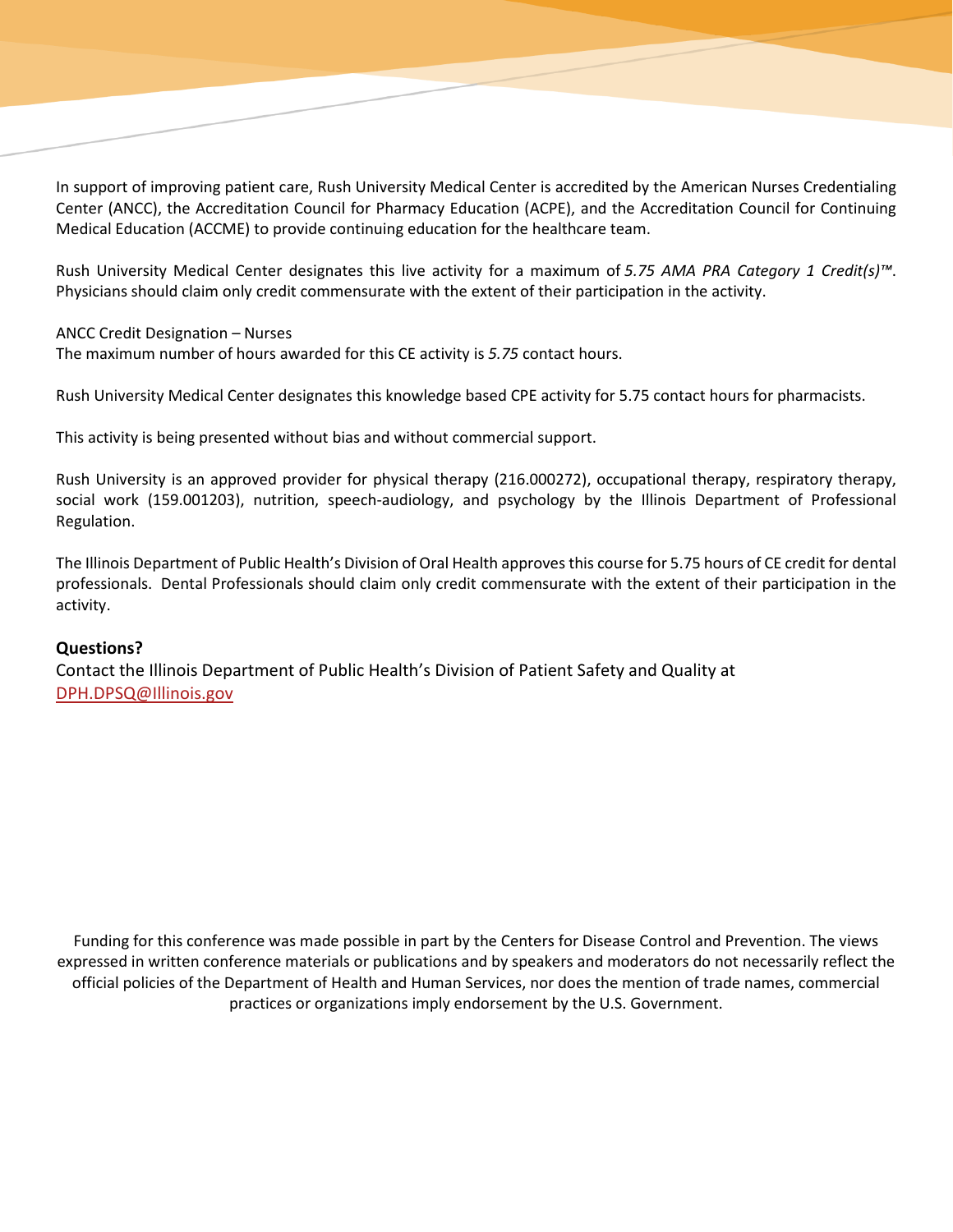In support of improving patient care, Rush University Medical Center is accredited by the American Nurses Credentialing Center (ANCC), the Accreditation Council for Pharmacy Education (ACPE), and the Accreditation Council for Continuing Medical Education (ACCME) to provide continuing education for the healthcare team.

Rush University Medical Center designates this live activity for a maximum of *5.75 AMA PRA Category 1 Credit(s)™*. Physicians should claim only credit commensurate with the extent of their participation in the activity.

ANCC Credit Designation – Nurses
The maximum number of hours awarded for this CE activity is *5.75* contact hours.

Rush University Medical Center designates this knowledge based CPE activity for 5.75 contact hours for pharmacists.

This activity is being presented without bias and without commercial support.

Rush University is an approved provider for physical therapy (216.000272), occupational therapy, respiratory therapy, social work (159.001203), nutrition, speech-audiology, and psychology by the Illinois Department of Professional Regulation.

The Illinois Department of Public Health's Division of Oral Health approves this course for 5.75 hours of CE credit for dental professionals. Dental Professionals should claim only credit commensurate with the extent of their participation in the activity.

**Questions?**
Contact the Illinois Department of Public Health's Division of Patient Safety and Quality at
DPH.DPSQ@Illinois.gov

Funding for this conference was made possible in part by the Centers for Disease Control and Prevention. The views expressed in written conference materials or publications and by speakers and moderators do not necessarily reflect the official policies of the Department of Health and Human Services, nor does the mention of trade names, commercial practices or organizations imply endorsement by the U.S. Government.